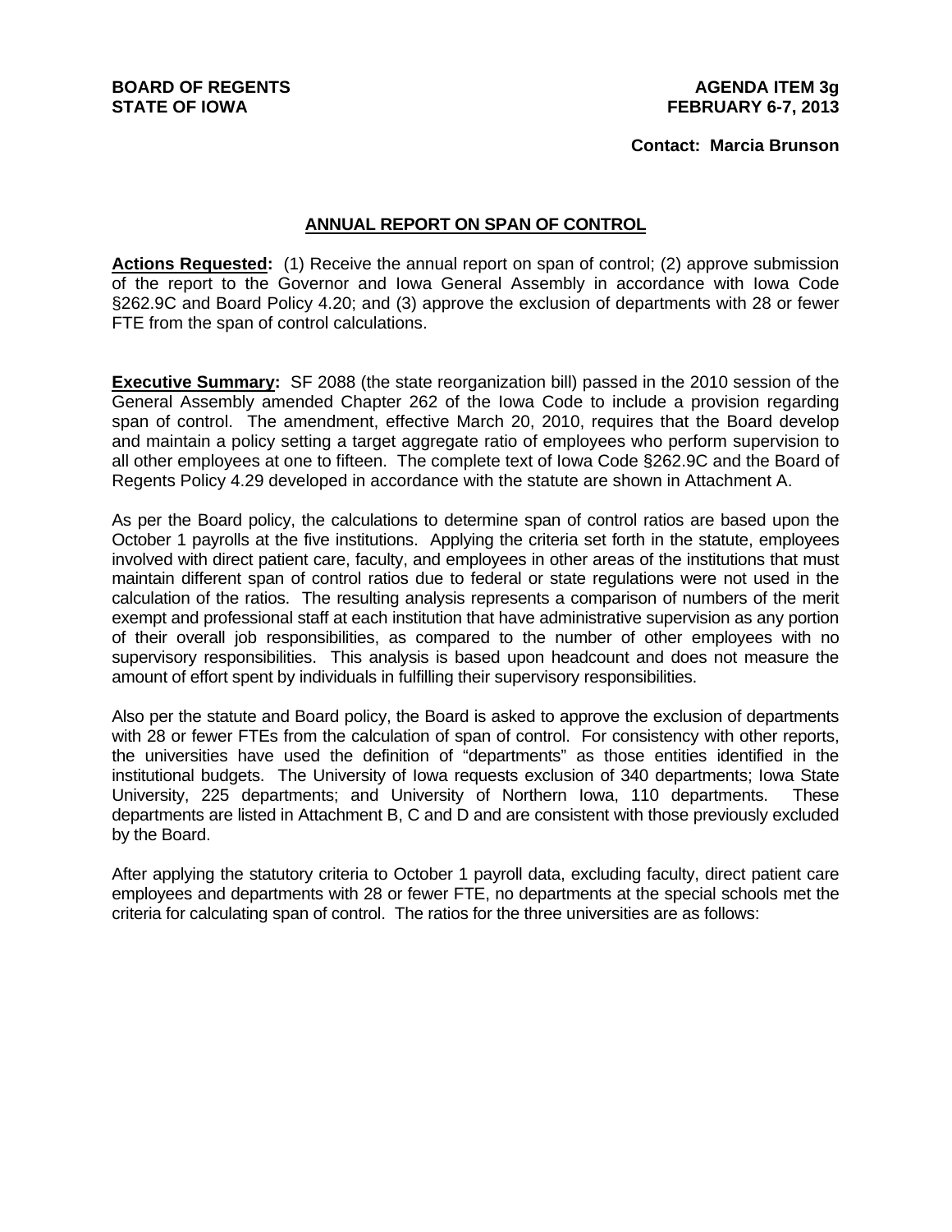**BOARD OF REGENTS**
**STATE OF IOWA**

**AGENDA ITEM 3g**
**FEBRUARY 6-7, 2013**

**Contact: Marcia Brunson**

## ANNUAL REPORT ON SPAN OF CONTROL

**Actions Requested:** (1) Receive the annual report on span of control; (2) approve submission of the report to the Governor and Iowa General Assembly in accordance with Iowa Code §262.9C and Board Policy 4.20; and (3) approve the exclusion of departments with 28 or fewer FTE from the span of control calculations.

**Executive Summary:** SF 2088 (the state reorganization bill) passed in the 2010 session of the General Assembly amended Chapter 262 of the Iowa Code to include a provision regarding span of control. The amendment, effective March 20, 2010, requires that the Board develop and maintain a policy setting a target aggregate ratio of employees who perform supervision to all other employees at one to fifteen. The complete text of Iowa Code §262.9C and the Board of Regents Policy 4.29 developed in accordance with the statute are shown in Attachment A.

As per the Board policy, the calculations to determine span of control ratios are based upon the October 1 payrolls at the five institutions. Applying the criteria set forth in the statute, employees involved with direct patient care, faculty, and employees in other areas of the institutions that must maintain different span of control ratios due to federal or state regulations were not used in the calculation of the ratios. The resulting analysis represents a comparison of numbers of the merit exempt and professional staff at each institution that have administrative supervision as any portion of their overall job responsibilities, as compared to the number of other employees with no supervisory responsibilities. This analysis is based upon headcount and does not measure the amount of effort spent by individuals in fulfilling their supervisory responsibilities.

Also per the statute and Board policy, the Board is asked to approve the exclusion of departments with 28 or fewer FTEs from the calculation of span of control. For consistency with other reports, the universities have used the definition of "departments" as those entities identified in the institutional budgets. The University of Iowa requests exclusion of 340 departments; Iowa State University, 225 departments; and University of Northern Iowa, 110 departments. These departments are listed in Attachment B, C and D and are consistent with those previously excluded by the Board.

After applying the statutory criteria to October 1 payroll data, excluding faculty, direct patient care employees and departments with 28 or fewer FTE, no departments at the special schools met the criteria for calculating span of control. The ratios for the three universities are as follows: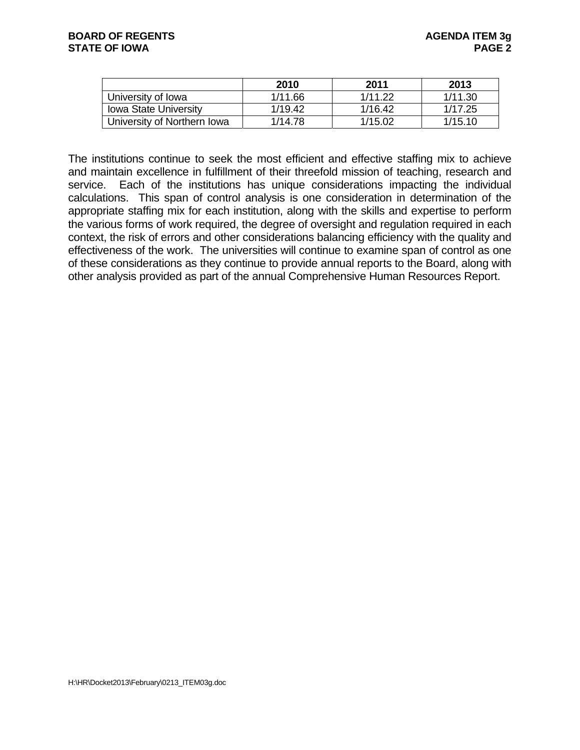| | 2010 | 2011 | 2013 |
|---|---|---|---|
| University of Iowa | 1/11.66 | 1/11.22 | 1/11.30 |
| Iowa State University | 1/19.42 | 1/16.42 | 1/17.25 |
| University of Northern Iowa | 1/14.78 | 1/15.02 | 1/15.10 |

The institutions continue to seek the most efficient and effective staffing mix to achieve and maintain excellence in fulfillment of their threefold mission of teaching, research and service. Each of the institutions has unique considerations impacting the individual calculations. This span of control analysis is one consideration in determination of the appropriate staffing mix for each institution, along with the skills and expertise to perform the various forms of work required, the degree of oversight and regulation required in each context, the risk of errors and other considerations balancing efficiency with the quality and effectiveness of the work. The universities will continue to examine span of control as one of these considerations as they continue to provide annual reports to the Board, along with other analysis provided as part of the annual Comprehensive Human Resources Report.

H:\HR\Docket2013\February\0213_ITEM03g.doc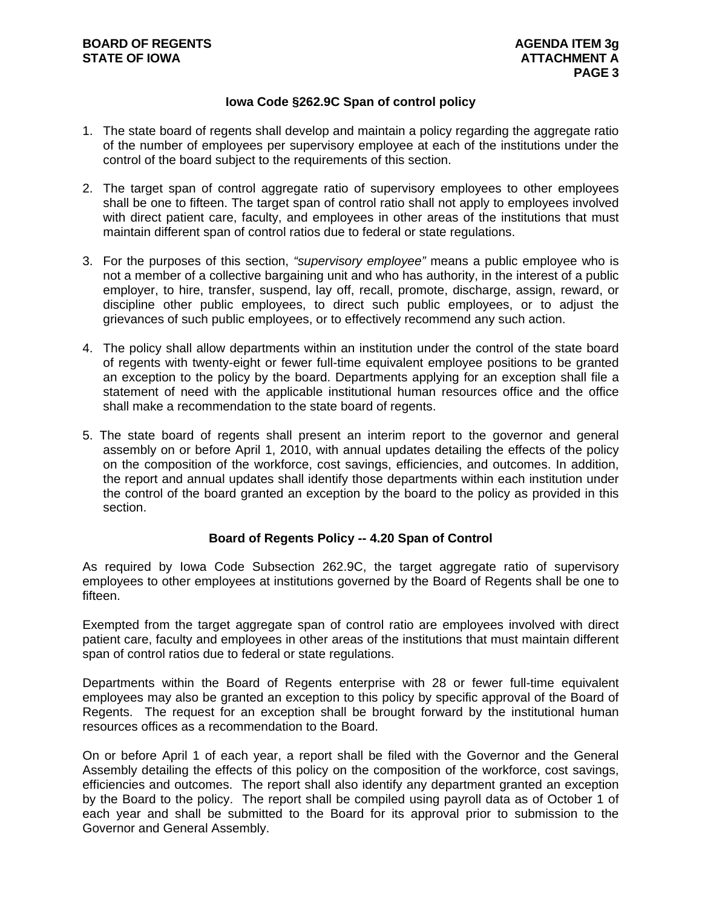## Iowa Code §262.9C Span of control policy

1. The state board of regents shall develop and maintain a policy regarding the aggregate ratio of the number of employees per supervisory employee at each of the institutions under the control of the board subject to the requirements of this section.

2. The target span of control aggregate ratio of supervisory employees to other employees shall be one to fifteen. The target span of control ratio shall not apply to employees involved with direct patient care, faculty, and employees in other areas of the institutions that must maintain different span of control ratios due to federal or state regulations.

3. For the purposes of this section, *"supervisory employee"* means a public employee who is not a member of a collective bargaining unit and who has authority, in the interest of a public employer, to hire, transfer, suspend, lay off, recall, promote, discharge, assign, reward, or discipline other public employees, to direct such public employees, or to adjust the grievances of such public employees, or to effectively recommend any such action.

4. The policy shall allow departments within an institution under the control of the state board of regents with twenty-eight or fewer full-time equivalent employee positions to be granted an exception to the policy by the board. Departments applying for an exception shall file a statement of need with the applicable institutional human resources office and the office shall make a recommendation to the state board of regents.

5. The state board of regents shall present an interim report to the governor and general assembly on or before April 1, 2010, with annual updates detailing the effects of the policy on the composition of the workforce, cost savings, efficiencies, and outcomes. In addition, the report and annual updates shall identify those departments within each institution under the control of the board granted an exception by the board to the policy as provided in this section.

## Board of Regents Policy -- 4.20 Span of Control

As required by Iowa Code Subsection 262.9C, the target aggregate ratio of supervisory employees to other employees at institutions governed by the Board of Regents shall be one to fifteen.

Exempted from the target aggregate span of control ratio are employees involved with direct patient care, faculty and employees in other areas of the institutions that must maintain different span of control ratios due to federal or state regulations.

Departments within the Board of Regents enterprise with 28 or fewer full-time equivalent employees may also be granted an exception to this policy by specific approval of the Board of Regents. The request for an exception shall be brought forward by the institutional human resources offices as a recommendation to the Board.

On or before April 1 of each year, a report shall be filed with the Governor and the General Assembly detailing the effects of this policy on the composition of the workforce, cost savings, efficiencies and outcomes. The report shall also identify any department granted an exception by the Board to the policy. The report shall be compiled using payroll data as of October 1 of each year and shall be submitted to the Board for its approval prior to submission to the Governor and General Assembly.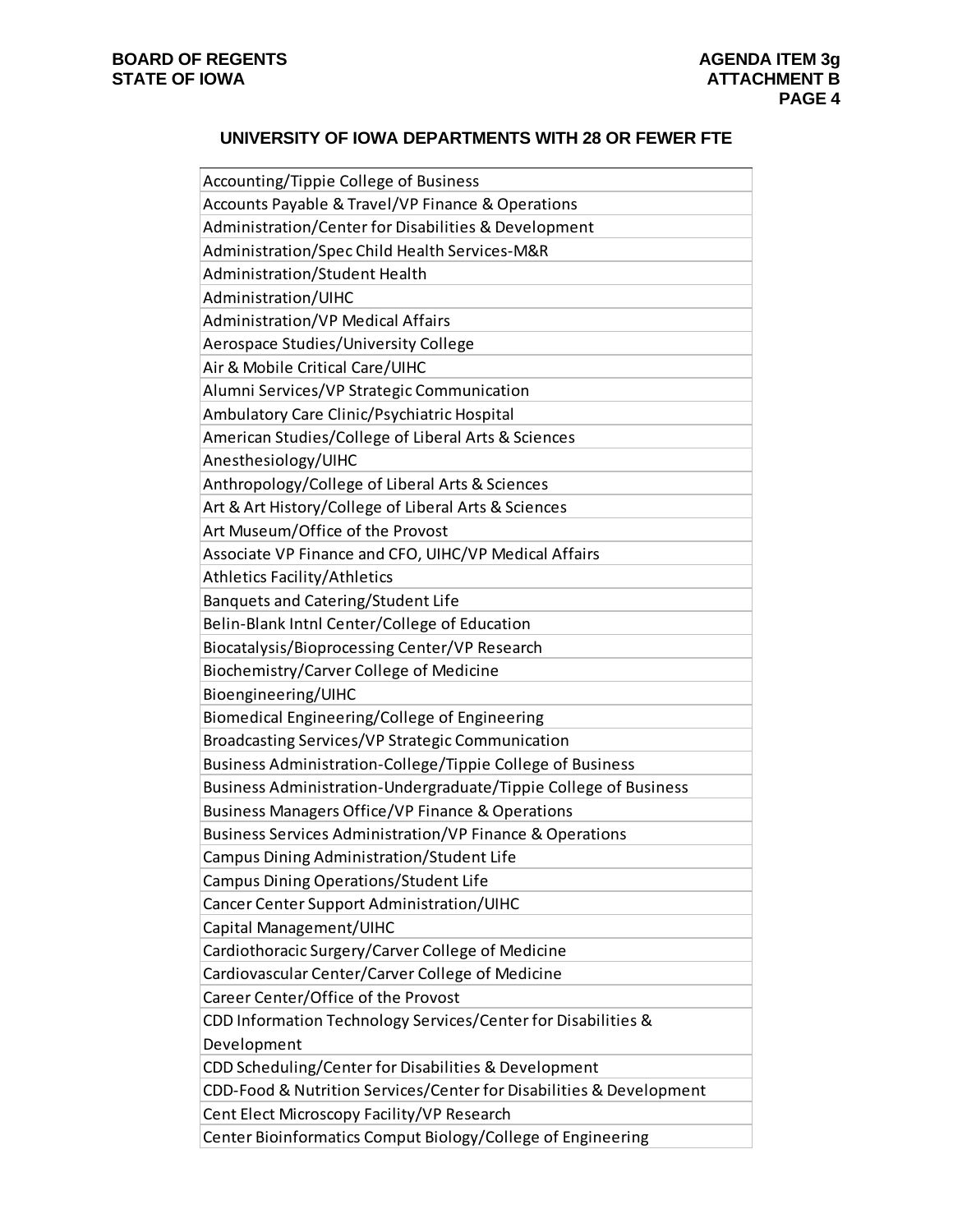## UNIVERSITY OF IOWA DEPARTMENTS WITH 28 OR FEWER FTE

| |
|---|
| Accounting/Tippie College of Business |
| Accounts Payable & Travel/VP Finance & Operations |
| Administration/Center for Disabilities & Development |
| Administration/Spec Child Health Services-M&R |
| Administration/Student Health |
| Administration/UIHC |
| Administration/VP Medical Affairs |
| Aerospace Studies/University College |
| Air & Mobile Critical Care/UIHC |
| Alumni Services/VP Strategic Communication |
| Ambulatory Care Clinic/Psychiatric Hospital |
| American Studies/College of Liberal Arts & Sciences |
| Anesthesiology/UIHC |
| Anthropology/College of Liberal Arts & Sciences |
| Art & Art History/College of Liberal Arts & Sciences |
| Art Museum/Office of the Provost |
| Associate VP Finance and CFO, UIHC/VP Medical Affairs |
| Athletics Facility/Athletics |
| Banquets and Catering/Student Life |
| Belin-Blank Intnl Center/College of Education |
| Biocatalysis/Bioprocessing Center/VP Research |
| Biochemistry/Carver College of Medicine |
| Bioengineering/UIHC |
| Biomedical Engineering/College of Engineering |
| Broadcasting Services/VP Strategic Communication |
| Business Administration-College/Tippie College of Business |
| Business Administration-Undergraduate/Tippie College of Business |
| Business Managers Office/VP Finance & Operations |
| Business Services Administration/VP Finance & Operations |
| Campus Dining Administration/Student Life |
| Campus Dining Operations/Student Life |
| Cancer Center Support Administration/UIHC |
| Capital Management/UIHC |
| Cardiothoracic Surgery/Carver College of Medicine |
| Cardiovascular Center/Carver College of Medicine |
| Career Center/Office of the Provost |
| CDD Information Technology Services/Center for Disabilities & Development |
| CDD Scheduling/Center for Disabilities & Development |
| CDD-Food & Nutrition Services/Center for Disabilities & Development |
| Cent Elect Microscopy Facility/VP Research |
| Center Bioinformatics Comput Biology/College of Engineering |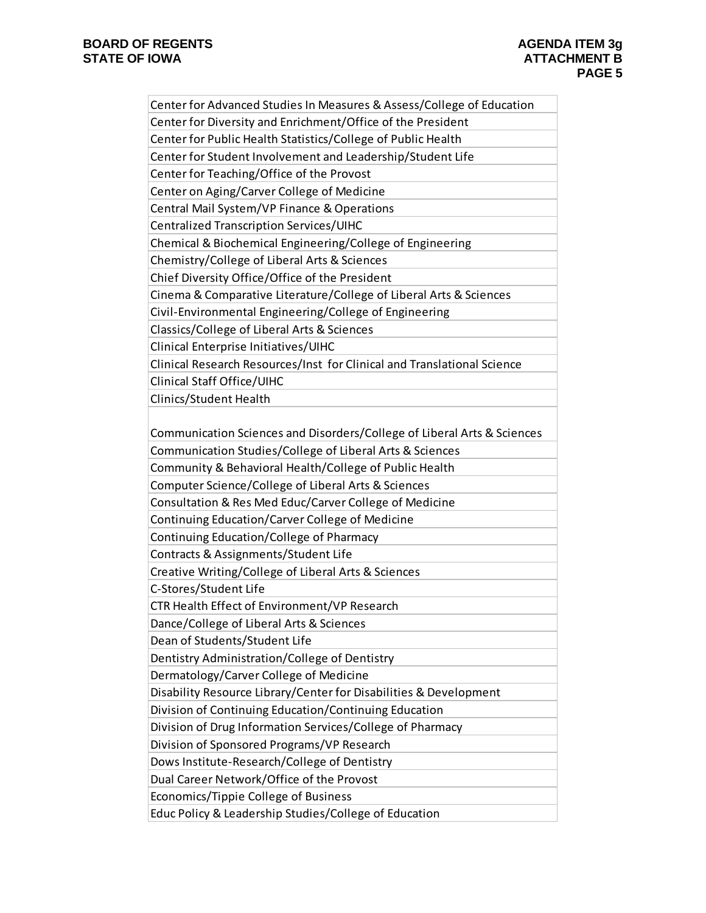| |
|---|
| Center for Advanced Studies In Measures & Assess/College of Education |
| Center for Diversity and Enrichment/Office of the President |
| Center for Public Health Statistics/College of Public Health |
| Center for Student Involvement and Leadership/Student Life |
| Center for Teaching/Office of the Provost |
| Center on Aging/Carver College of Medicine |
| Central Mail System/VP Finance & Operations |
| Centralized Transcription Services/UIHC |
| Chemical & Biochemical Engineering/College of Engineering |
| Chemistry/College of Liberal Arts & Sciences |
| Chief Diversity Office/Office of the President |
| Cinema & Comparative Literature/College of Liberal Arts & Sciences |
| Civil-Environmental Engineering/College of Engineering |
| Classics/College of Liberal Arts & Sciences |
| Clinical Enterprise Initiatives/UIHC |
| Clinical Research Resources/Inst for Clinical and Translational Science |
| Clinical Staff Office/UIHC |
| Clinics/Student Health |
| Communication Sciences and Disorders/College of Liberal Arts & Sciences |
| Communication Studies/College of Liberal Arts & Sciences |
| Community & Behavioral Health/College of Public Health |
| Computer Science/College of Liberal Arts & Sciences |
| Consultation & Res Med Educ/Carver College of Medicine |
| Continuing Education/Carver College of Medicine |
| Continuing Education/College of Pharmacy |
| Contracts & Assignments/Student Life |
| Creative Writing/College of Liberal Arts & Sciences |
| C-Stores/Student Life |
| CTR Health Effect of Environment/VP Research |
| Dance/College of Liberal Arts & Sciences |
| Dean of Students/Student Life |
| Dentistry Administration/College of Dentistry |
| Dermatology/Carver College of Medicine |
| Disability Resource Library/Center for Disabilities & Development |
| Division of Continuing Education/Continuing Education |
| Division of Drug Information Services/College of Pharmacy |
| Division of Sponsored Programs/VP Research |
| Dows Institute-Research/College of Dentistry |
| Dual Career Network/Office of the Provost |
| Economics/Tippie College of Business |
| Educ Policy & Leadership Studies/College of Education |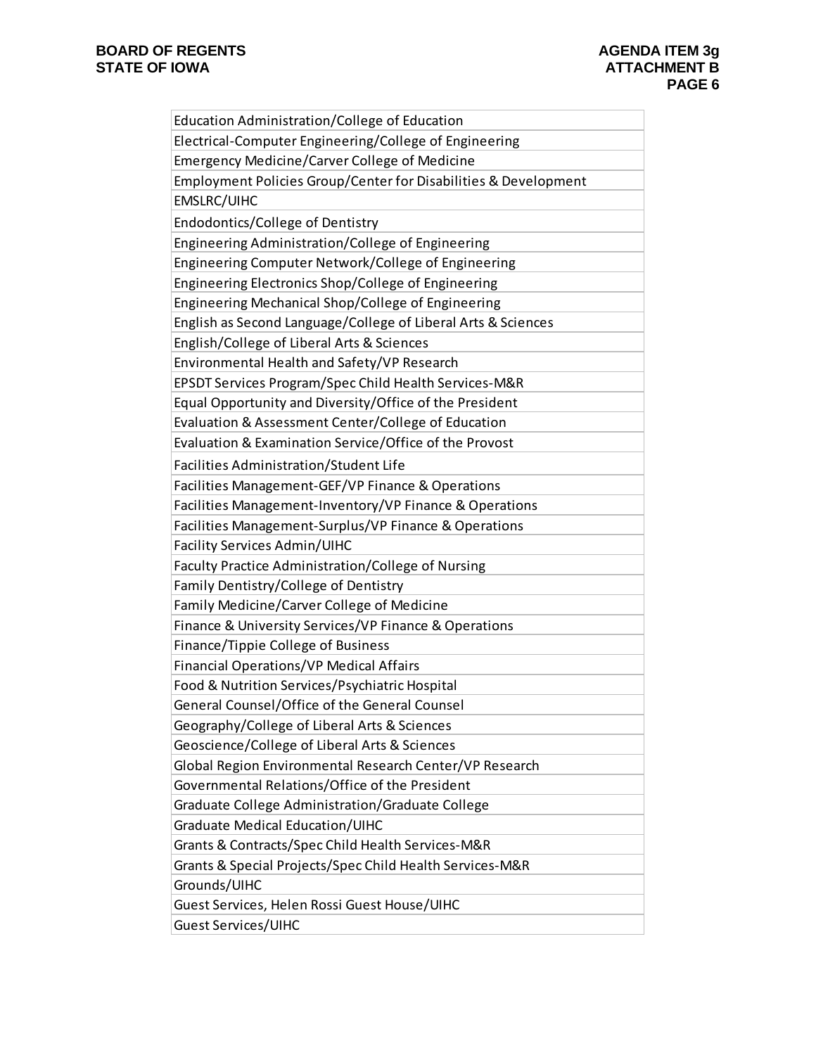| Education Administration/College of Education |
|---|
| Electrical-Computer Engineering/College of Engineering |
| Emergency Medicine/Carver College of Medicine |
| Employment Policies Group/Center for Disabilities & Development |
| EMSLRC/UIHC |
| Endodontics/College of Dentistry |
| Engineering Administration/College of Engineering |
| Engineering Computer Network/College of Engineering |
| Engineering Electronics Shop/College of Engineering |
| Engineering Mechanical Shop/College of Engineering |
| English as Second Language/College of Liberal Arts & Sciences |
| English/College of Liberal Arts & Sciences |
| Environmental Health and Safety/VP Research |
| EPSDT Services Program/Spec Child Health Services-M&R |
| Equal Opportunity and Diversity/Office of the President |
| Evaluation & Assessment Center/College of Education |
| Evaluation & Examination Service/Office of the Provost |
| Facilities Administration/Student Life |
| Facilities Management-GEF/VP Finance & Operations |
| Facilities Management-Inventory/VP Finance & Operations |
| Facilities Management-Surplus/VP Finance & Operations |
| Facility Services Admin/UIHC |
| Faculty Practice Administration/College of Nursing |
| Family Dentistry/College of Dentistry |
| Family Medicine/Carver College of Medicine |
| Finance & University Services/VP Finance & Operations |
| Finance/Tippie College of Business |
| Financial Operations/VP Medical Affairs |
| Food & Nutrition Services/Psychiatric Hospital |
| General Counsel/Office of the General Counsel |
| Geography/College of Liberal Arts & Sciences |
| Geoscience/College of Liberal Arts & Sciences |
| Global Region Environmental Research Center/VP Research |
| Governmental Relations/Office of the President |
| Graduate College Administration/Graduate College |
| Graduate Medical Education/UIHC |
| Grants & Contracts/Spec Child Health Services-M&R |
| Grants & Special Projects/Spec Child Health Services-M&R |
| Grounds/UIHC |
| Guest Services, Helen Rossi Guest House/UIHC |
| Guest Services/UIHC |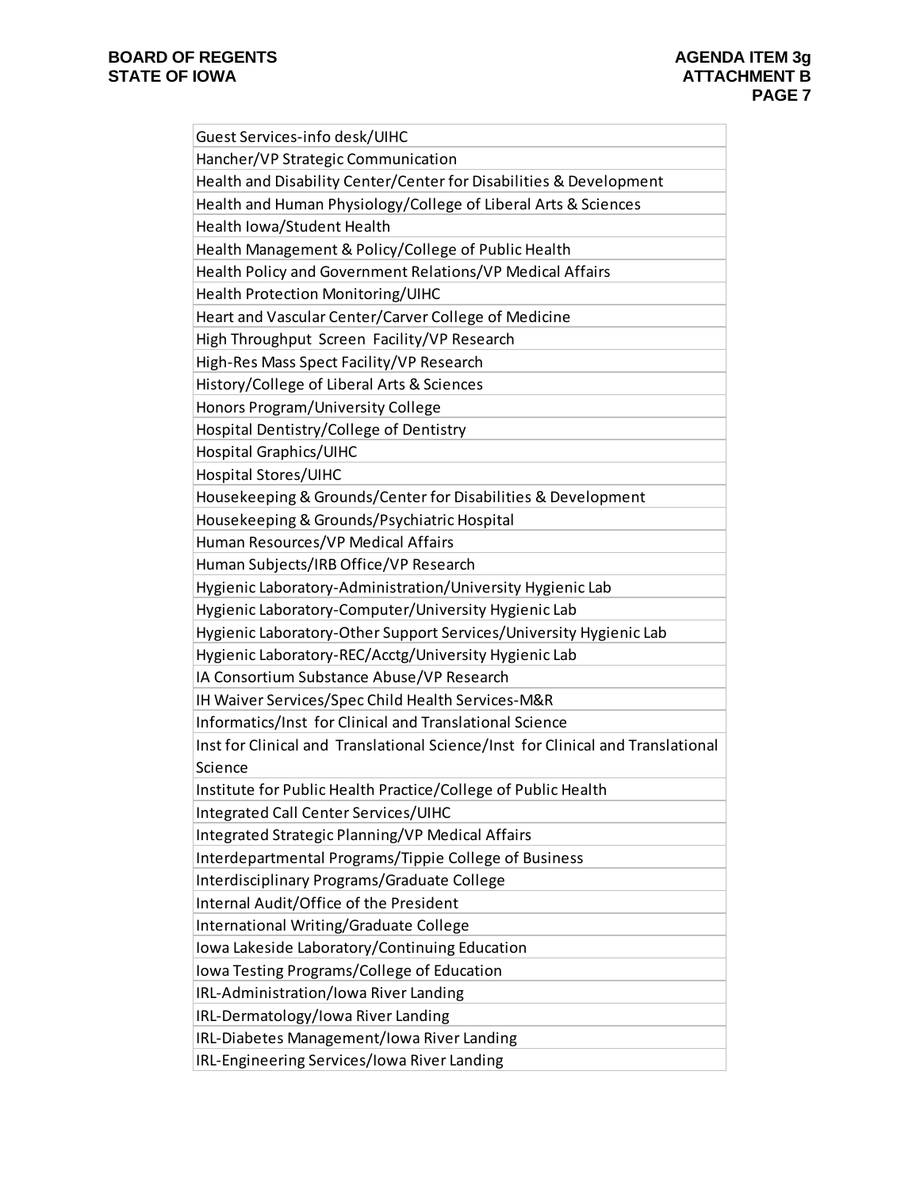| Guest Services-info desk/UIHC |
|---|
| Hancher/VP Strategic Communication |
| Health and Disability Center/Center for Disabilities & Development |
| Health and Human Physiology/College of Liberal Arts & Sciences |
| Health Iowa/Student Health |
| Health Management & Policy/College of Public Health |
| Health Policy and Government Relations/VP Medical Affairs |
| Health Protection Monitoring/UIHC |
| Heart and Vascular Center/Carver College of Medicine |
| High Throughput Screen Facility/VP Research |
| High-Res Mass Spect Facility/VP Research |
| History/College of Liberal Arts & Sciences |
| Honors Program/University College |
| Hospital Dentistry/College of Dentistry |
| Hospital Graphics/UIHC |
| Hospital Stores/UIHC |
| Housekeeping & Grounds/Center for Disabilities & Development |
| Housekeeping & Grounds/Psychiatric Hospital |
| Human Resources/VP Medical Affairs |
| Human Subjects/IRB Office/VP Research |
| Hygienic Laboratory-Administration/University Hygienic Lab |
| Hygienic Laboratory-Computer/University Hygienic Lab |
| Hygienic Laboratory-Other Support Services/University Hygienic Lab |
| Hygienic Laboratory-REC/Acctg/University Hygienic Lab |
| IA Consortium Substance Abuse/VP Research |
| IH Waiver Services/Spec Child Health Services-M&R |
| Informatics/Inst for Clinical and Translational Science |
| Inst for Clinical and Translational Science/Inst for Clinical and Translational Science |
| Institute for Public Health Practice/College of Public Health |
| Integrated Call Center Services/UIHC |
| Integrated Strategic Planning/VP Medical Affairs |
| Interdepartmental Programs/Tippie College of Business |
| Interdisciplinary Programs/Graduate College |
| Internal Audit/Office of the President |
| International Writing/Graduate College |
| Iowa Lakeside Laboratory/Continuing Education |
| Iowa Testing Programs/College of Education |
| IRL-Administration/Iowa River Landing |
| IRL-Dermatology/Iowa River Landing |
| IRL-Diabetes Management/Iowa River Landing |
| IRL-Engineering Services/Iowa River Landing |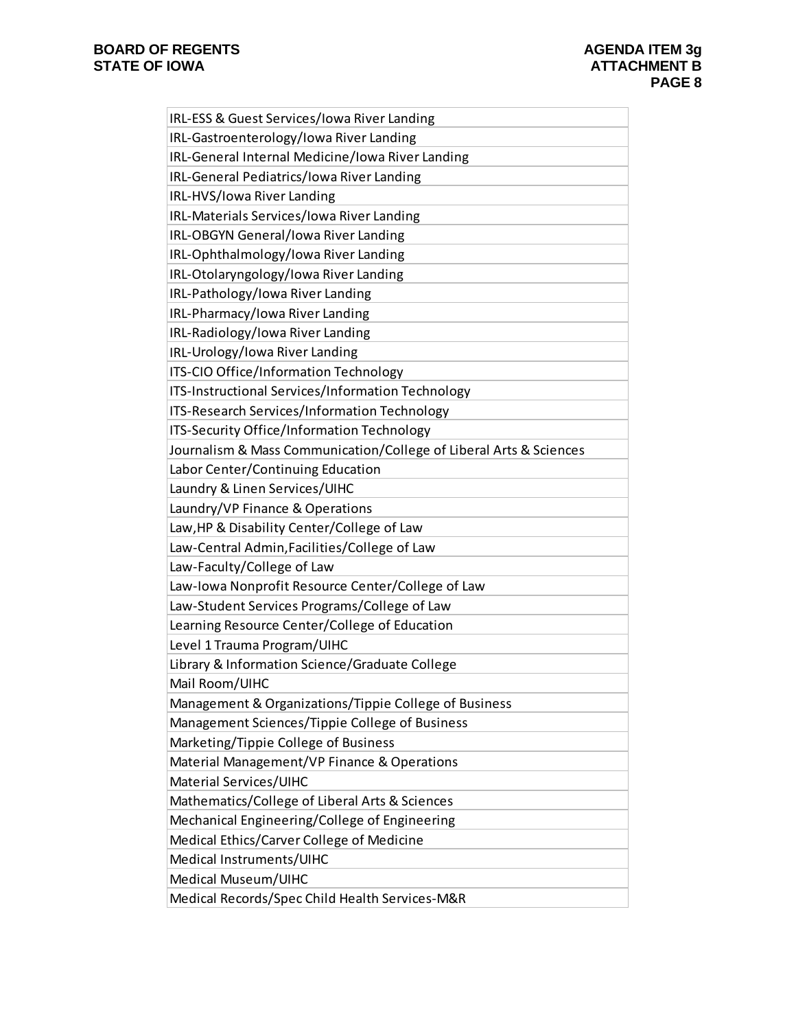| IRL-ESS & Guest Services/Iowa River Landing |
|---|
| IRL-Gastroenterology/Iowa River Landing |
| IRL-General Internal Medicine/Iowa River Landing |
| IRL-General Pediatrics/Iowa River Landing |
| IRL-HVS/Iowa River Landing |
| IRL-Materials Services/Iowa River Landing |
| IRL-OBGYN General/Iowa River Landing |
| IRL-Ophthalmology/Iowa River Landing |
| IRL-Otolaryngology/Iowa River Landing |
| IRL-Pathology/Iowa River Landing |
| IRL-Pharmacy/Iowa River Landing |
| IRL-Radiology/Iowa River Landing |
| IRL-Urology/Iowa River Landing |
| ITS-CIO Office/Information Technology |
| ITS-Instructional Services/Information Technology |
| ITS-Research Services/Information Technology |
| ITS-Security Office/Information Technology |
| Journalism & Mass Communication/College of Liberal Arts & Sciences |
| Labor Center/Continuing Education |
| Laundry & Linen Services/UIHC |
| Laundry/VP Finance & Operations |
| Law,HP & Disability Center/College of Law |
| Law-Central Admin,Facilities/College of Law |
| Law-Faculty/College of Law |
| Law-Iowa Nonprofit Resource Center/College of Law |
| Law-Student Services Programs/College of Law |
| Learning Resource Center/College of Education |
| Level 1 Trauma Program/UIHC |
| Library & Information Science/Graduate College |
| Mail Room/UIHC |
| Management & Organizations/Tippie College of Business |
| Management Sciences/Tippie College of Business |
| Marketing/Tippie College of Business |
| Material Management/VP Finance & Operations |
| Material Services/UIHC |
| Mathematics/College of Liberal Arts & Sciences |
| Mechanical Engineering/College of Engineering |
| Medical Ethics/Carver College of Medicine |
| Medical Instruments/UIHC |
| Medical Museum/UIHC |
| Medical Records/Spec Child Health Services-M&R |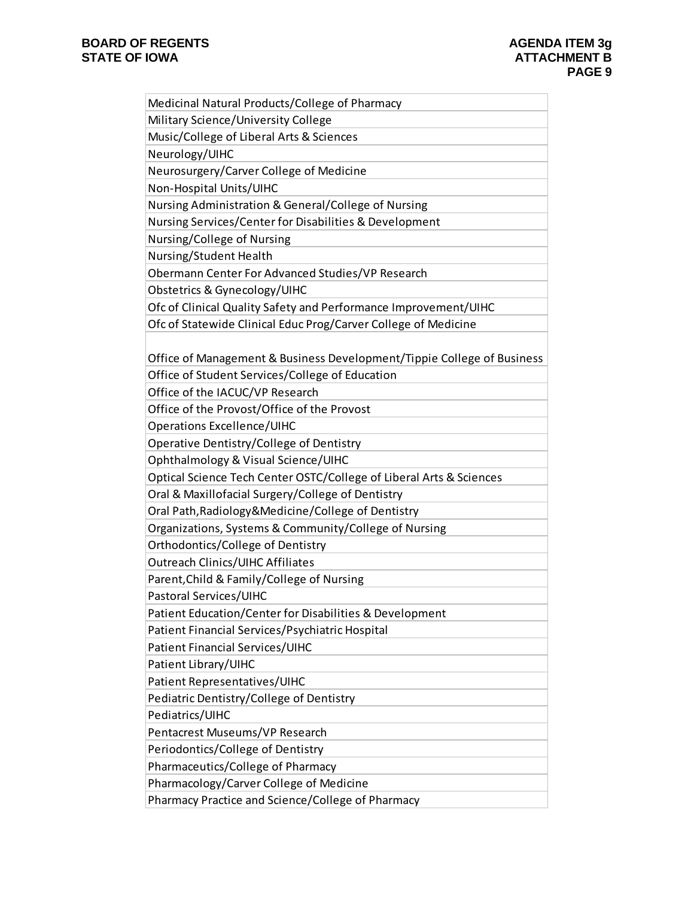| Medicinal Natural Products/College of Pharmacy |
|---|
| Military Science/University College |
| Music/College of Liberal Arts & Sciences |
| Neurology/UIHC |
| Neurosurgery/Carver College of Medicine |
| Non-Hospital Units/UIHC |
| Nursing Administration & General/College of Nursing |
| Nursing Services/Center for Disabilities & Development |
| Nursing/College of Nursing |
| Nursing/Student Health |
| Obermann Center For Advanced Studies/VP Research |
| Obstetrics & Gynecology/UIHC |
| Ofc of Clinical Quality Safety and Performance Improvement/UIHC |
| Ofc of Statewide Clinical Educ Prog/Carver College of Medicine |
| Office of Management & Business Development/Tippie College of Business |
| Office of Student Services/College of Education |
| Office of the IACUC/VP Research |
| Office of the Provost/Office of the Provost |
| Operations Excellence/UIHC |
| Operative Dentistry/College of Dentistry |
| Ophthalmology & Visual Science/UIHC |
| Optical Science Tech Center OSTC/College of Liberal Arts & Sciences |
| Oral & Maxillofacial Surgery/College of Dentistry |
| Oral Path,Radiology&Medicine/College of Dentistry |
| Organizations, Systems & Community/College of Nursing |
| Orthodontics/College of Dentistry |
| Outreach Clinics/UIHC Affiliates |
| Parent,Child & Family/College of Nursing |
| Pastoral Services/UIHC |
| Patient Education/Center for Disabilities & Development |
| Patient Financial Services/Psychiatric Hospital |
| Patient Financial Services/UIHC |
| Patient Library/UIHC |
| Patient Representatives/UIHC |
| Pediatric Dentistry/College of Dentistry |
| Pediatrics/UIHC |
| Pentacrest Museums/VP Research |
| Periodontics/College of Dentistry |
| Pharmaceutics/College of Pharmacy |
| Pharmacology/Carver College of Medicine |
| Pharmacy Practice and Science/College of Pharmacy |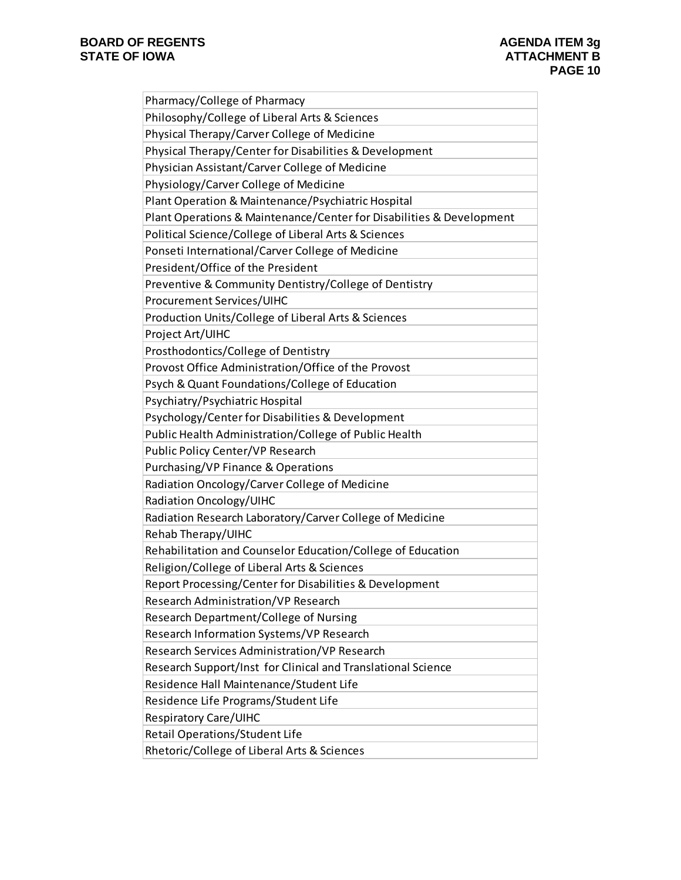| Pharmacy/College of Pharmacy |
|---|
| Philosophy/College of Liberal Arts & Sciences |
| Physical Therapy/Carver College of Medicine |
| Physical Therapy/Center for Disabilities & Development |
| Physician Assistant/Carver College of Medicine |
| Physiology/Carver College of Medicine |
| Plant Operation & Maintenance/Psychiatric Hospital |
| Plant Operations & Maintenance/Center for Disabilities & Development |
| Political Science/College of Liberal Arts & Sciences |
| Ponseti International/Carver College of Medicine |
| President/Office of the President |
| Preventive & Community Dentistry/College of Dentistry |
| Procurement Services/UIHC |
| Production Units/College of Liberal Arts & Sciences |
| Project Art/UIHC |
| Prosthodontics/College of Dentistry |
| Provost Office Administration/Office of the Provost |
| Psych & Quant Foundations/College of Education |
| Psychiatry/Psychiatric Hospital |
| Psychology/Center for Disabilities & Development |
| Public Health Administration/College of Public Health |
| Public Policy Center/VP Research |
| Purchasing/VP Finance & Operations |
| Radiation Oncology/Carver College of Medicine |
| Radiation Oncology/UIHC |
| Radiation Research Laboratory/Carver College of Medicine |
| Rehab Therapy/UIHC |
| Rehabilitation and Counselor Education/College of Education |
| Religion/College of Liberal Arts & Sciences |
| Report Processing/Center for Disabilities & Development |
| Research Administration/VP Research |
| Research Department/College of Nursing |
| Research Information Systems/VP Research |
| Research Services Administration/VP Research |
| Research Support/Inst for Clinical and Translational Science |
| Residence Hall Maintenance/Student Life |
| Residence Life Programs/Student Life |
| Respiratory Care/UIHC |
| Retail Operations/Student Life |
| Rhetoric/College of Liberal Arts & Sciences |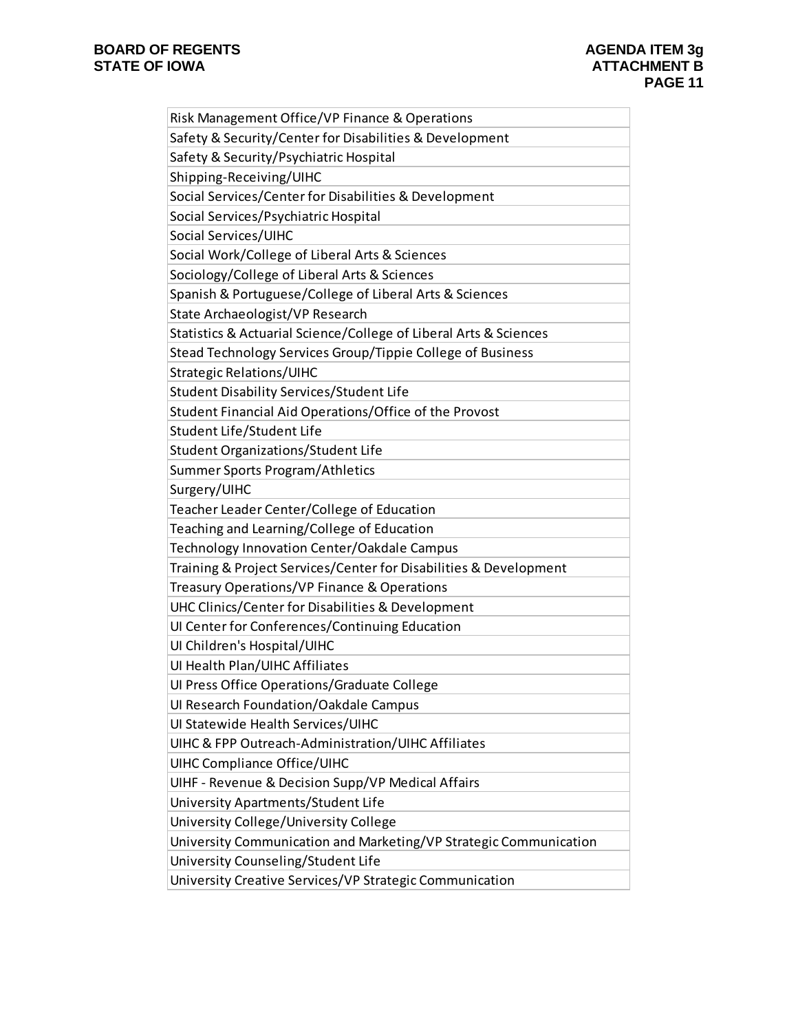| Risk Management Office/VP Finance & Operations |
|---|
| Safety & Security/Center for Disabilities & Development |
| Safety & Security/Psychiatric Hospital |
| Shipping-Receiving/UIHC |
| Social Services/Center for Disabilities & Development |
| Social Services/Psychiatric Hospital |
| Social Services/UIHC |
| Social Work/College of Liberal Arts & Sciences |
| Sociology/College of Liberal Arts & Sciences |
| Spanish & Portuguese/College of Liberal Arts & Sciences |
| State Archaeologist/VP Research |
| Statistics & Actuarial Science/College of Liberal Arts & Sciences |
| Stead Technology Services Group/Tippie College of Business |
| Strategic Relations/UIHC |
| Student Disability Services/Student Life |
| Student Financial Aid Operations/Office of the Provost |
| Student Life/Student Life |
| Student Organizations/Student Life |
| Summer Sports Program/Athletics |
| Surgery/UIHC |
| Teacher Leader Center/College of Education |
| Teaching and Learning/College of Education |
| Technology Innovation Center/Oakdale Campus |
| Training & Project Services/Center for Disabilities & Development |
| Treasury Operations/VP Finance & Operations |
| UHC Clinics/Center for Disabilities & Development |
| UI Center for Conferences/Continuing Education |
| UI Children's Hospital/UIHC |
| UI Health Plan/UIHC Affiliates |
| UI Press Office Operations/Graduate College |
| UI Research Foundation/Oakdale Campus |
| UI Statewide Health Services/UIHC |
| UIHC & FPP Outreach-Administration/UIHC Affiliates |
| UIHC Compliance Office/UIHC |
| UIHF - Revenue & Decision Supp/VP Medical Affairs |
| University Apartments/Student Life |
| University College/University College |
| University Communication and Marketing/VP Strategic Communication |
| University Counseling/Student Life |
| University Creative Services/VP Strategic Communication |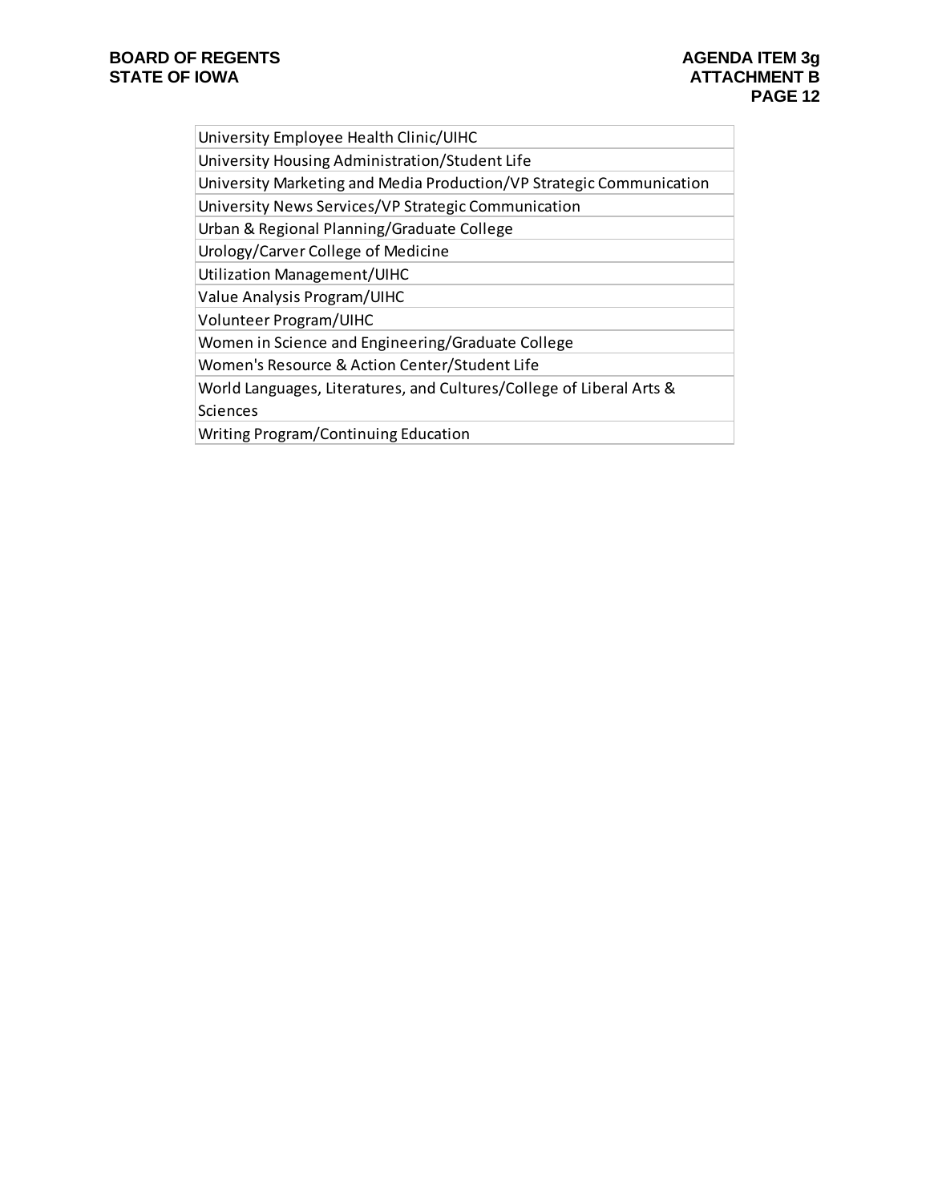| |
|---|
| University Employee Health Clinic/UIHC |
| University Housing Administration/Student Life |
| University Marketing and Media Production/VP Strategic Communication |
| University News Services/VP Strategic Communication |
| Urban & Regional Planning/Graduate College |
| Urology/Carver College of Medicine |
| Utilization Management/UIHC |
| Value Analysis Program/UIHC |
| Volunteer Program/UIHC |
| Women in Science and Engineering/Graduate College |
| Women's Resource & Action Center/Student Life |
| World Languages, Literatures, and Cultures/College of Liberal Arts & Sciences |
| Writing Program/Continuing Education |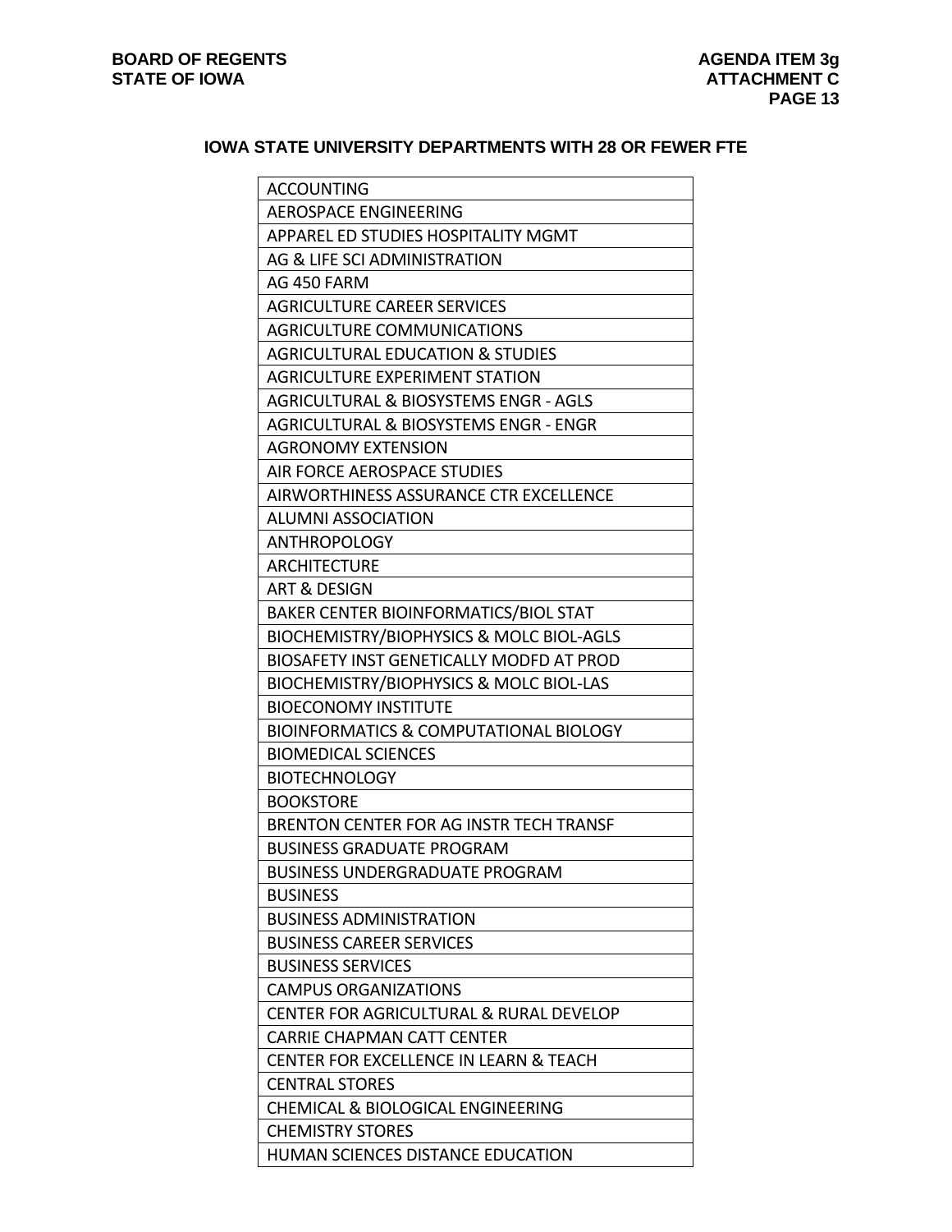## IOWA STATE UNIVERSITY DEPARTMENTS WITH 28 OR FEWER FTE

| |
|---|
| ACCOUNTING |
| AEROSPACE ENGINEERING |
| APPAREL ED STUDIES HOSPITALITY MGMT |
| AG & LIFE SCI ADMINISTRATION |
| AG 450 FARM |
| AGRICULTURE CAREER SERVICES |
| AGRICULTURE COMMUNICATIONS |
| AGRICULTURAL EDUCATION & STUDIES |
| AGRICULTURE EXPERIMENT STATION |
| AGRICULTURAL & BIOSYSTEMS ENGR - AGLS |
| AGRICULTURAL & BIOSYSTEMS ENGR - ENGR |
| AGRONOMY EXTENSION |
| AIR FORCE AEROSPACE STUDIES |
| AIRWORTHINESS ASSURANCE CTR EXCELLENCE |
| ALUMNI ASSOCIATION |
| ANTHROPOLOGY |
| ARCHITECTURE |
| ART & DESIGN |
| BAKER CENTER BIOINFORMATICS/BIOL STAT |
| BIOCHEMISTRY/BIOPHYSICS & MOLC BIOL-AGLS |
| BIOSAFETY INST GENETICALLY MODFD AT PROD |
| BIOCHEMISTRY/BIOPHYSICS & MOLC BIOL-LAS |
| BIOECONOMY INSTITUTE |
| BIOINFORMATICS & COMPUTATIONAL BIOLOGY |
| BIOMEDICAL SCIENCES |
| BIOTECHNOLOGY |
| BOOKSTORE |
| BRENTON CENTER FOR AG INSTR TECH TRANSF |
| BUSINESS GRADUATE PROGRAM |
| BUSINESS UNDERGRADUATE PROGRAM |
| BUSINESS |
| BUSINESS ADMINISTRATION |
| BUSINESS CAREER SERVICES |
| BUSINESS SERVICES |
| CAMPUS ORGANIZATIONS |
| CENTER FOR AGRICULTURAL & RURAL DEVELOP |
| CARRIE CHAPMAN CATT CENTER |
| CENTER FOR EXCELLENCE IN LEARN & TEACH |
| CENTRAL STORES |
| CHEMICAL & BIOLOGICAL ENGINEERING |
| CHEMISTRY STORES |
| HUMAN SCIENCES DISTANCE EDUCATION |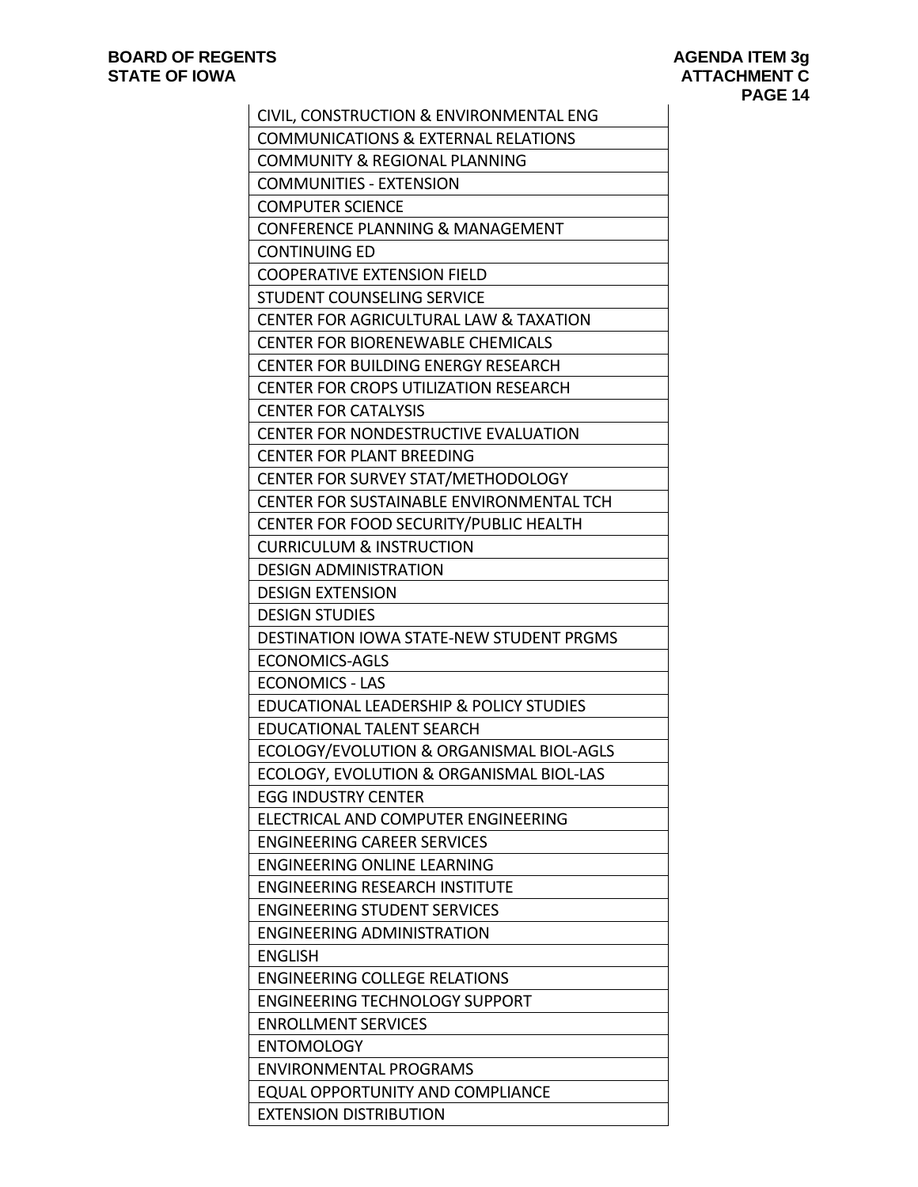| CIVIL, CONSTRUCTION & ENVIRONMENTAL ENG |
|---|
| COMMUNICATIONS & EXTERNAL RELATIONS |
| COMMUNITY & REGIONAL PLANNING |
| COMMUNITIES - EXTENSION |
| COMPUTER SCIENCE |
| CONFERENCE PLANNING & MANAGEMENT |
| CONTINUING ED |
| COOPERATIVE EXTENSION FIELD |
| STUDENT COUNSELING SERVICE |
| CENTER FOR AGRICULTURAL LAW & TAXATION |
| CENTER FOR BIORENEWABLE CHEMICALS |
| CENTER FOR BUILDING ENERGY RESEARCH |
| CENTER FOR CROPS UTILIZATION RESEARCH |
| CENTER FOR CATALYSIS |
| CENTER FOR NONDESTRUCTIVE EVALUATION |
| CENTER FOR PLANT BREEDING |
| CENTER FOR SURVEY STAT/METHODOLOGY |
| CENTER FOR SUSTAINABLE ENVIRONMENTAL TCH |
| CENTER FOR FOOD SECURITY/PUBLIC HEALTH |
| CURRICULUM & INSTRUCTION |
| DESIGN ADMINISTRATION |
| DESIGN EXTENSION |
| DESIGN STUDIES |
| DESTINATION IOWA STATE-NEW STUDENT PRGMS |
| ECONOMICS-AGLS |
| ECONOMICS - LAS |
| EDUCATIONAL LEADERSHIP & POLICY STUDIES |
| EDUCATIONAL TALENT SEARCH |
| ECOLOGY/EVOLUTION & ORGANISMAL BIOL-AGLS |
| ECOLOGY, EVOLUTION & ORGANISMAL BIOL-LAS |
| EGG INDUSTRY CENTER |
| ELECTRICAL AND COMPUTER ENGINEERING |
| ENGINEERING CAREER SERVICES |
| ENGINEERING ONLINE LEARNING |
| ENGINEERING RESEARCH INSTITUTE |
| ENGINEERING STUDENT SERVICES |
| ENGINEERING ADMINISTRATION |
| ENGLISH |
| ENGINEERING COLLEGE RELATIONS |
| ENGINEERING TECHNOLOGY SUPPORT |
| ENROLLMENT SERVICES |
| ENTOMOLOGY |
| ENVIRONMENTAL PROGRAMS |
| EQUAL OPPORTUNITY AND COMPLIANCE |
| EXTENSION DISTRIBUTION |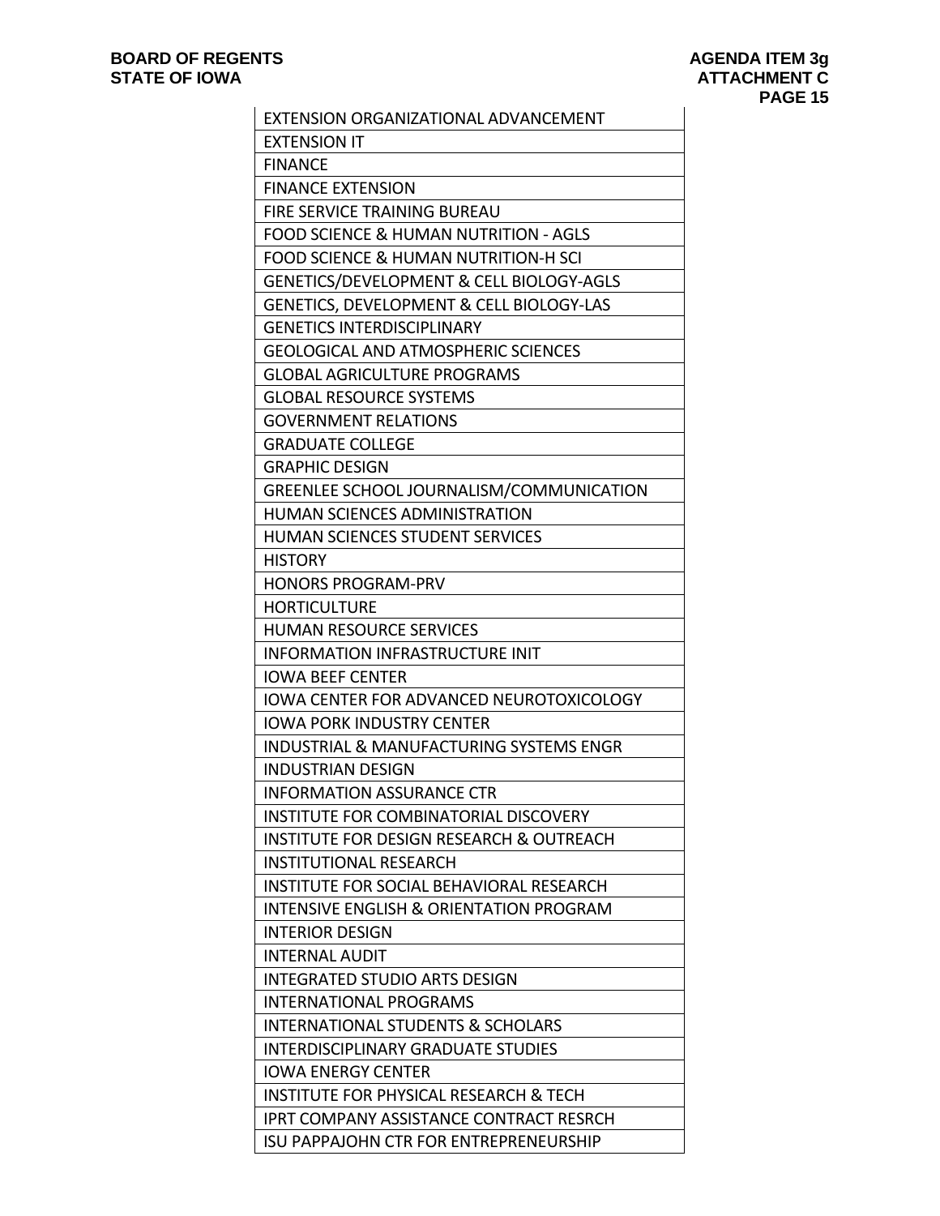| EXTENSION ORGANIZATIONAL ADVANCEMENT |
|---|
| EXTENSION IT |
| FINANCE |
| FINANCE EXTENSION |
| FIRE SERVICE TRAINING BUREAU |
| FOOD SCIENCE & HUMAN NUTRITION - AGLS |
| FOOD SCIENCE & HUMAN NUTRITION-H SCI |
| GENETICS/DEVELOPMENT & CELL BIOLOGY-AGLS |
| GENETICS, DEVELOPMENT & CELL BIOLOGY-LAS |
| GENETICS INTERDISCIPLINARY |
| GEOLOGICAL AND ATMOSPHERIC SCIENCES |
| GLOBAL AGRICULTURE PROGRAMS |
| GLOBAL RESOURCE SYSTEMS |
| GOVERNMENT RELATIONS |
| GRADUATE COLLEGE |
| GRAPHIC DESIGN |
| GREENLEE SCHOOL JOURNALISM/COMMUNICATION |
| HUMAN SCIENCES ADMINISTRATION |
| HUMAN SCIENCES STUDENT SERVICES |
| HISTORY |
| HONORS PROGRAM-PRV |
| HORTICULTURE |
| HUMAN RESOURCE SERVICES |
| INFORMATION INFRASTRUCTURE INIT |
| IOWA BEEF CENTER |
| IOWA CENTER FOR ADVANCED NEUROTOXICOLOGY |
| IOWA PORK INDUSTRY CENTER |
| INDUSTRIAL & MANUFACTURING SYSTEMS ENGR |
| INDUSTRIAN DESIGN |
| INFORMATION ASSURANCE CTR |
| INSTITUTE FOR COMBINATORIAL DISCOVERY |
| INSTITUTE FOR DESIGN RESEARCH & OUTREACH |
| INSTITUTIONAL RESEARCH |
| INSTITUTE FOR SOCIAL BEHAVIORAL RESEARCH |
| INTENSIVE ENGLISH & ORIENTATION PROGRAM |
| INTERIOR DESIGN |
| INTERNAL AUDIT |
| INTEGRATED STUDIO ARTS DESIGN |
| INTERNATIONAL PROGRAMS |
| INTERNATIONAL STUDENTS & SCHOLARS |
| INTERDISCIPLINARY GRADUATE STUDIES |
| IOWA ENERGY CENTER |
| INSTITUTE FOR PHYSICAL RESEARCH & TECH |
| IPRT COMPANY ASSISTANCE CONTRACT RESRCH |
| ISU PAPPAJOHN CTR FOR ENTREPRENEURSHIP |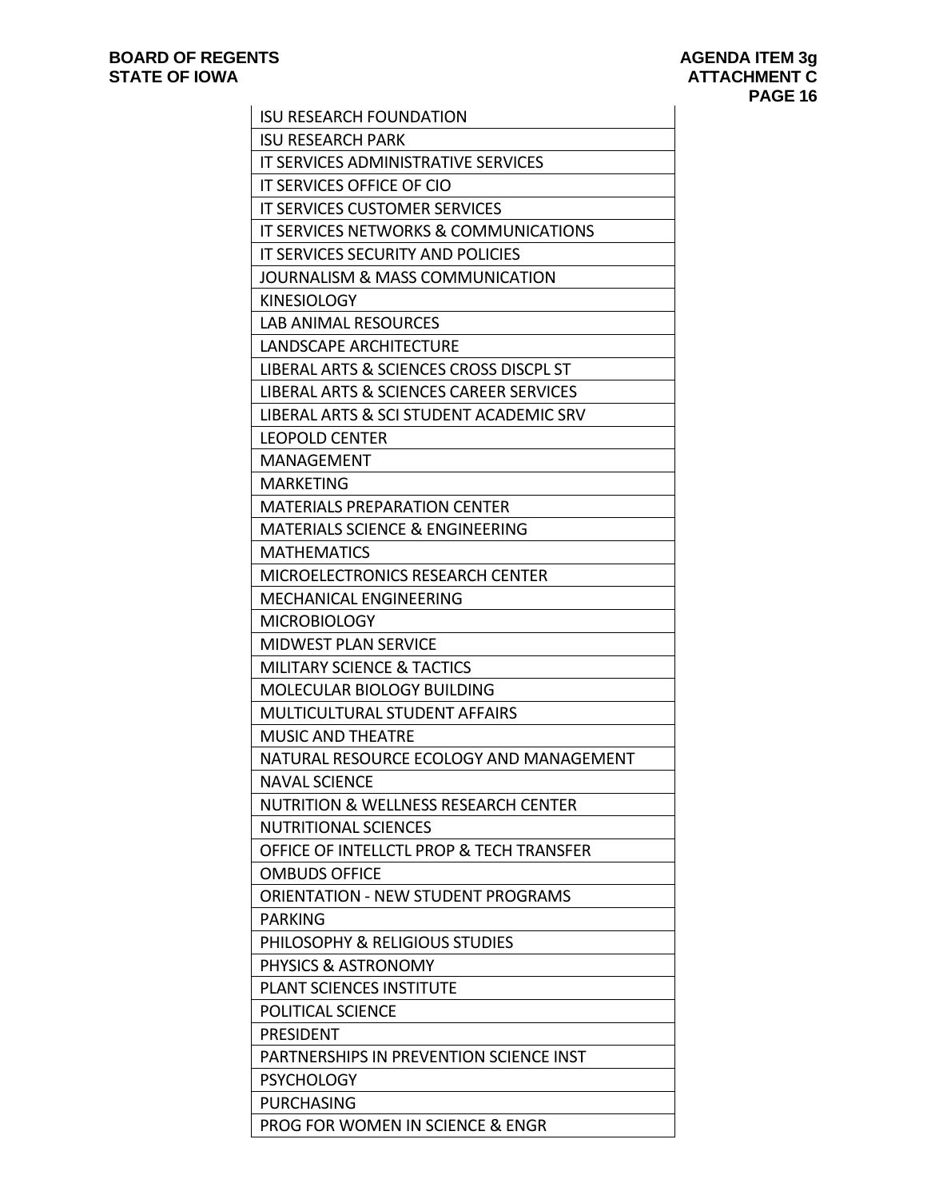| ISU RESEARCH FOUNDATION |
|---|
| ISU RESEARCH PARK |
| IT SERVICES ADMINISTRATIVE SERVICES |
| IT SERVICES OFFICE OF CIO |
| IT SERVICES CUSTOMER SERVICES |
| IT SERVICES NETWORKS & COMMUNICATIONS |
| IT SERVICES SECURITY AND POLICIES |
| JOURNALISM & MASS COMMUNICATION |
| KINESIOLOGY |
| LAB ANIMAL RESOURCES |
| LANDSCAPE ARCHITECTURE |
| LIBERAL ARTS & SCIENCES CROSS DISCPL ST |
| LIBERAL ARTS & SCIENCES CAREER SERVICES |
| LIBERAL ARTS & SCI STUDENT ACADEMIC SRV |
| LEOPOLD CENTER |
| MANAGEMENT |
| MARKETING |
| MATERIALS PREPARATION CENTER |
| MATERIALS SCIENCE & ENGINEERING |
| MATHEMATICS |
| MICROELECTRONICS RESEARCH CENTER |
| MECHANICAL ENGINEERING |
| MICROBIOLOGY |
| MIDWEST PLAN SERVICE |
| MILITARY SCIENCE & TACTICS |
| MOLECULAR BIOLOGY BUILDING |
| MULTICULTURAL STUDENT AFFAIRS |
| MUSIC AND THEATRE |
| NATURAL RESOURCE ECOLOGY AND MANAGEMENT |
| NAVAL SCIENCE |
| NUTRITION & WELLNESS RESEARCH CENTER |
| NUTRITIONAL SCIENCES |
| OFFICE OF INTELLCTL PROP & TECH TRANSFER |
| OMBUDS OFFICE |
| ORIENTATION - NEW STUDENT PROGRAMS |
| PARKING |
| PHILOSOPHY & RELIGIOUS STUDIES |
| PHYSICS & ASTRONOMY |
| PLANT SCIENCES INSTITUTE |
| POLITICAL SCIENCE |
| PRESIDENT |
| PARTNERSHIPS IN PREVENTION SCIENCE INST |
| PSYCHOLOGY |
| PURCHASING |
| PROG FOR WOMEN IN SCIENCE & ENGR |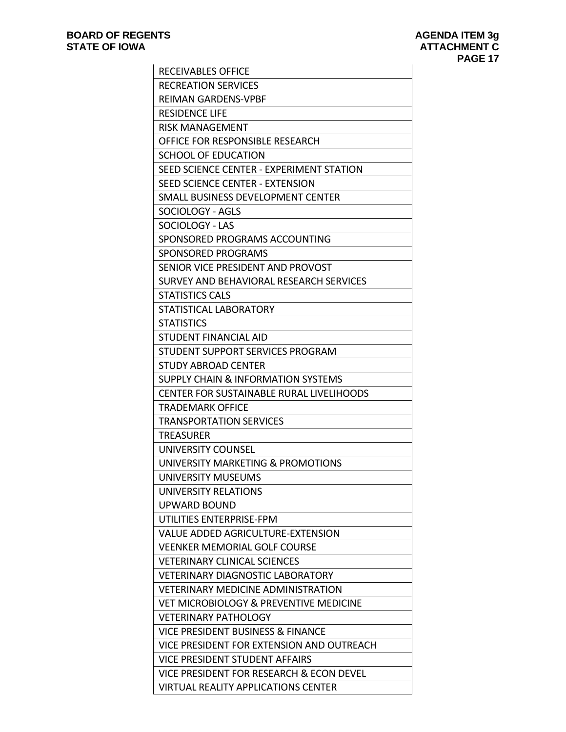| RECEIVABLES OFFICE |
|---|
| RECREATION SERVICES |
| REIMAN GARDENS-VPBF |
| RESIDENCE LIFE |
| RISK MANAGEMENT |
| OFFICE FOR RESPONSIBLE RESEARCH |
| SCHOOL OF EDUCATION |
| SEED SCIENCE CENTER - EXPERIMENT STATION |
| SEED SCIENCE CENTER - EXTENSION |
| SMALL BUSINESS DEVELOPMENT CENTER |
| SOCIOLOGY - AGLS |
| SOCIOLOGY - LAS |
| SPONSORED PROGRAMS ACCOUNTING |
| SPONSORED PROGRAMS |
| SENIOR VICE PRESIDENT AND PROVOST |
| SURVEY AND BEHAVIORAL RESEARCH SERVICES |
| STATISTICS CALS |
| STATISTICAL LABORATORY |
| STATISTICS |
| STUDENT FINANCIAL AID |
| STUDENT SUPPORT SERVICES PROGRAM |
| STUDY ABROAD CENTER |
| SUPPLY CHAIN & INFORMATION SYSTEMS |
| CENTER FOR SUSTAINABLE RURAL LIVELIHOODS |
| TRADEMARK OFFICE |
| TRANSPORTATION SERVICES |
| TREASURER |
| UNIVERSITY COUNSEL |
| UNIVERSITY MARKETING & PROMOTIONS |
| UNIVERSITY MUSEUMS |
| UNIVERSITY RELATIONS |
| UPWARD BOUND |
| UTILITIES ENTERPRISE-FPM |
| VALUE ADDED AGRICULTURE-EXTENSION |
| VEENKER MEMORIAL GOLF COURSE |
| VETERINARY CLINICAL SCIENCES |
| VETERINARY DIAGNOSTIC LABORATORY |
| VETERINARY MEDICINE ADMINISTRATION |
| VET MICROBIOLOGY & PREVENTIVE MEDICINE |
| VETERINARY PATHOLOGY |
| VICE PRESIDENT BUSINESS & FINANCE |
| VICE PRESIDENT FOR EXTENSION AND OUTREACH |
| VICE PRESIDENT STUDENT AFFAIRS |
| VICE PRESIDENT FOR RESEARCH & ECON DEVEL |
| VIRTUAL REALITY APPLICATIONS CENTER |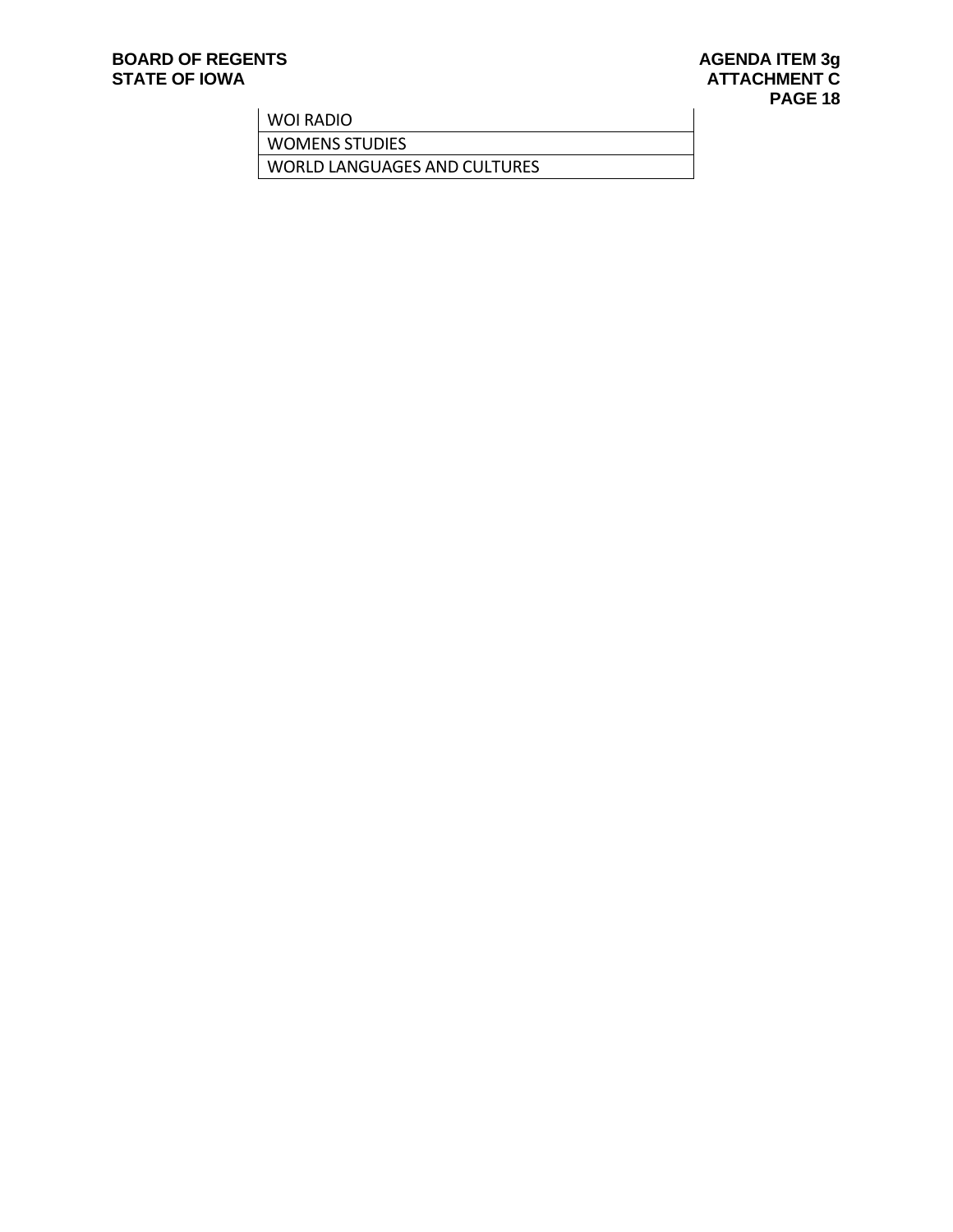| WOI RADIO |
| --- |
| WOMENS STUDIES |
| WORLD LANGUAGES AND CULTURES |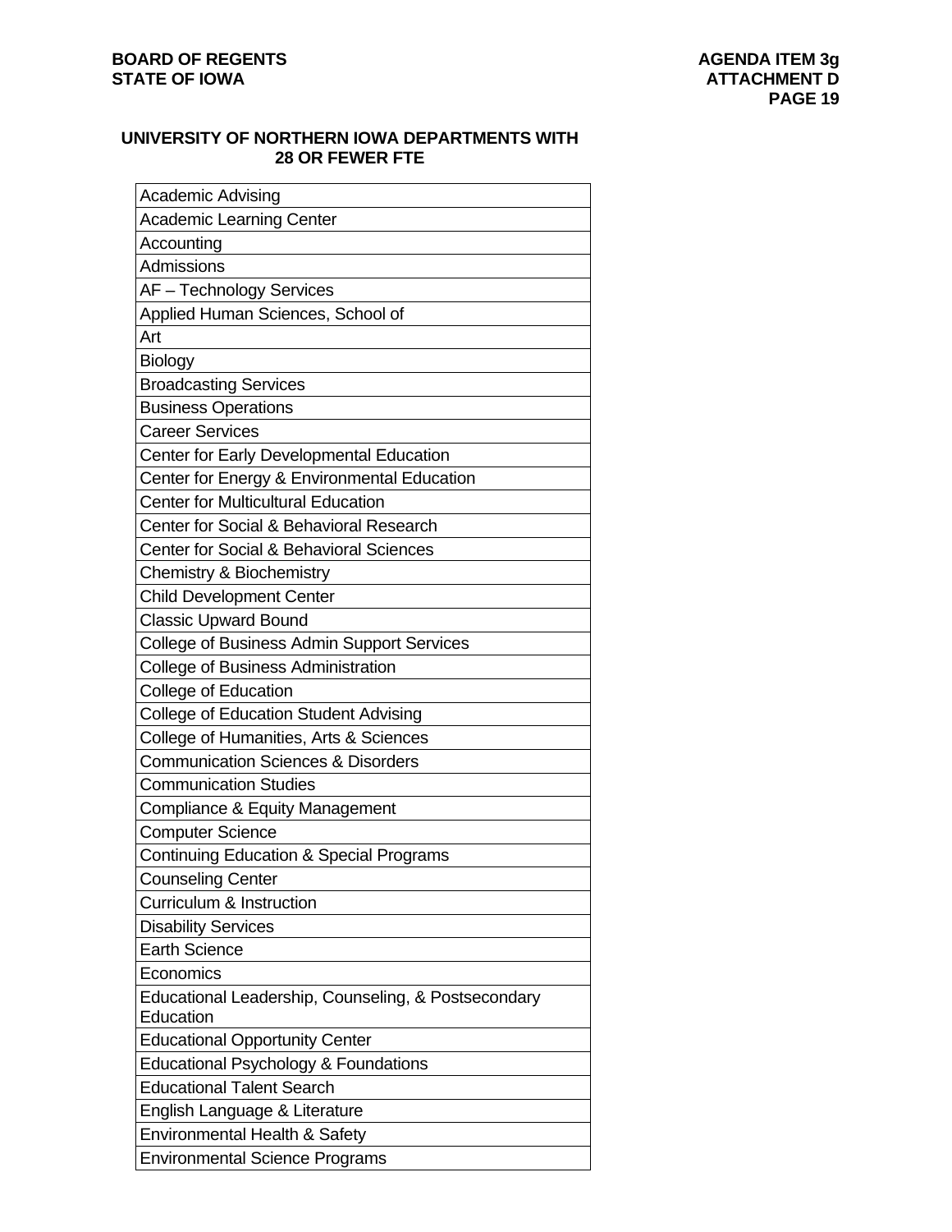**BOARD OF REGENTS**
**STATE OF IOWA**

**AGENDA ITEM 3g**
**ATTACHMENT D**

## UNIVERSITY OF NORTHERN IOWA DEPARTMENTS WITH 28 OR FEWER FTE

| |
|---|
| Academic Advising |
| Academic Learning Center |
| Accounting |
| Admissions |
| AF – Technology Services |
| Applied Human Sciences, School of |
| Art |
| Biology |
| Broadcasting Services |
| Business Operations |
| Career Services |
| Center for Early Developmental Education |
| Center for Energy & Environmental Education |
| Center for Multicultural Education |
| Center for Social & Behavioral Research |
| Center for Social & Behavioral Sciences |
| Chemistry & Biochemistry |
| Child Development Center |
| Classic Upward Bound |
| College of Business Admin Support Services |
| College of Business Administration |
| College of Education |
| College of Education Student Advising |
| College of Humanities, Arts & Sciences |
| Communication Sciences & Disorders |
| Communication Studies |
| Compliance & Equity Management |
| Computer Science |
| Continuing Education & Special Programs |
| Counseling Center |
| Curriculum & Instruction |
| Disability Services |
| Earth Science |
| Economics |
| Educational Leadership, Counseling, & Postsecondary Education |
| Educational Opportunity Center |
| Educational Psychology & Foundations |
| Educational Talent Search |
| English Language & Literature |
| Environmental Health & Safety |
| Environmental Science Programs |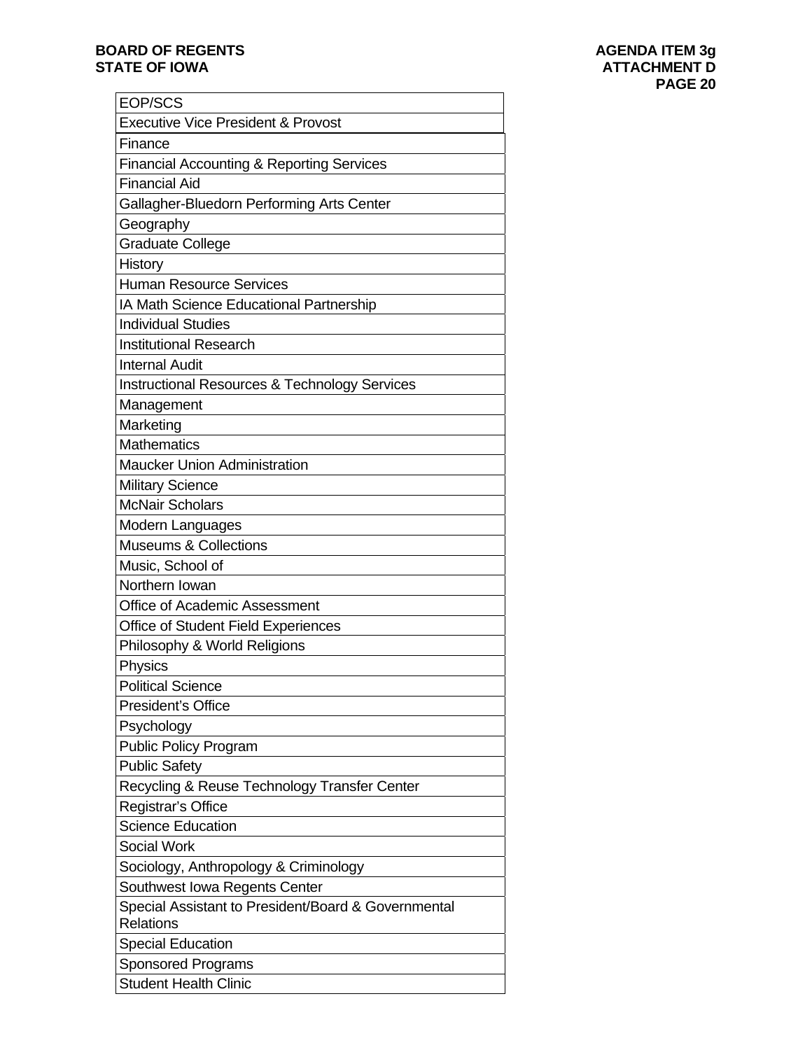| EOP/SCS |
|---|
| Executive Vice President & Provost |
| Finance |
| Financial Accounting & Reporting Services |
| Financial Aid |
| Gallagher-Bluedorn Performing Arts Center |
| Geography |
| Graduate College |
| History |
| Human Resource Services |
| IA Math Science Educational Partnership |
| Individual Studies |
| Institutional Research |
| Internal Audit |
| Instructional Resources & Technology Services |
| Management |
| Marketing |
| Mathematics |
| Maucker Union Administration |
| Military Science |
| McNair Scholars |
| Modern Languages |
| Museums & Collections |
| Music, School of |
| Northern Iowan |
| Office of Academic Assessment |
| Office of Student Field Experiences |
| Philosophy & World Religions |
| Physics |
| Political Science |
| President's Office |
| Psychology |
| Public Policy Program |
| Public Safety |
| Recycling & Reuse Technology Transfer Center |
| Registrar's Office |
| Science Education |
| Social Work |
| Sociology, Anthropology & Criminology |
| Southwest Iowa Regents Center |
| Special Assistant to President/Board & Governmental Relations |
| Special Education |
| Sponsored Programs |
| Student Health Clinic |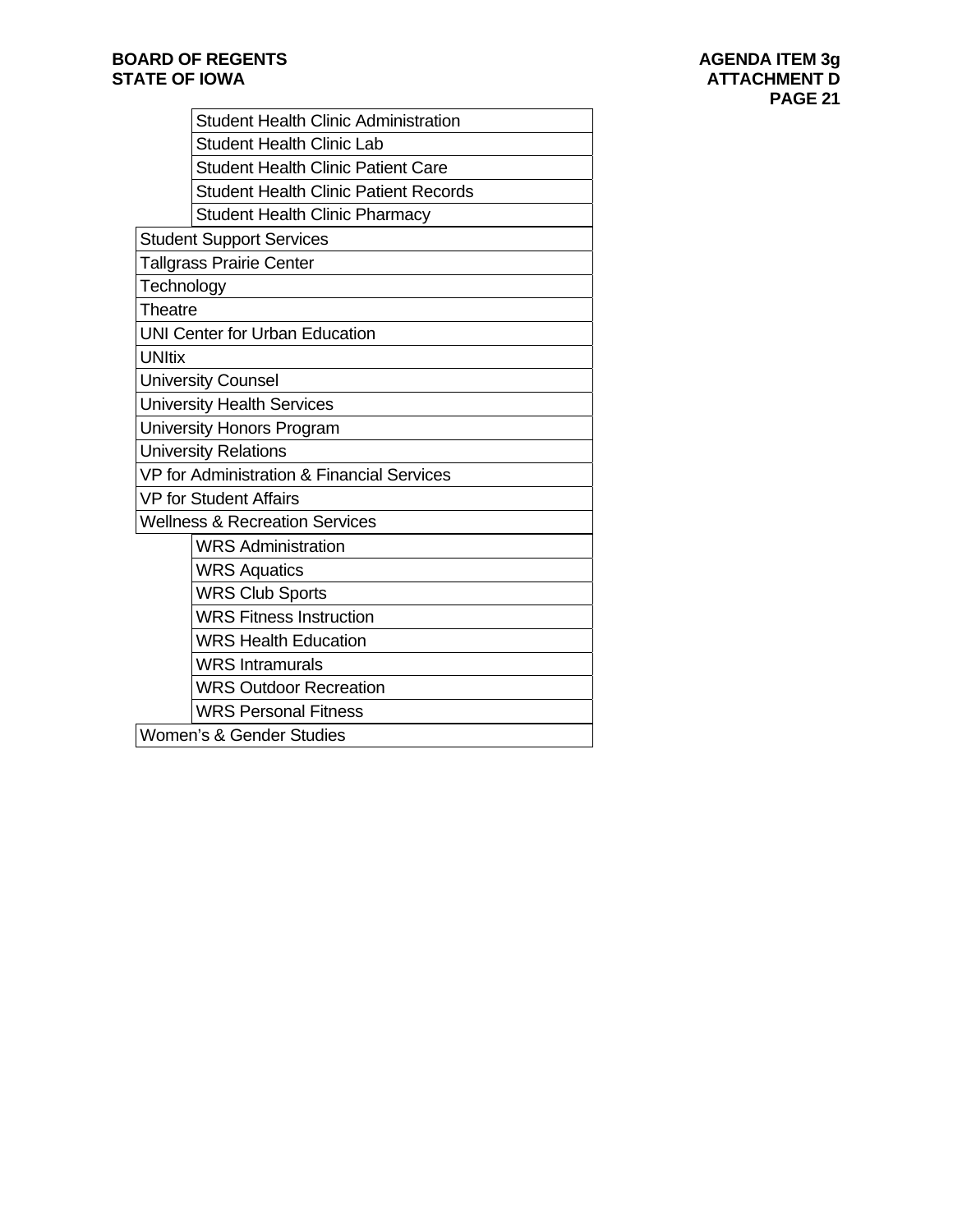| | |
|---|---|
| | Student Health Clinic Administration |
| | Student Health Clinic Lab |
| | Student Health Clinic Patient Care |
| | Student Health Clinic Patient Records |
| | Student Health Clinic Pharmacy |
| Student Support Services | |
| Tallgrass Prairie Center | |
| Technology | |
| Theatre | |
| UNI Center for Urban Education | |
| UNItix | |
| University Counsel | |
| University Health Services | |
| University Honors Program | |
| University Relations | |
| VP for Administration & Financial Services | |
| VP for Student Affairs | |
| Wellness & Recreation Services | |
| | WRS Administration |
| | WRS Aquatics |
| | WRS Club Sports |
| | WRS Fitness Instruction |
| | WRS Health Education |
| | WRS Intramurals |
| | WRS Outdoor Recreation |
| | WRS Personal Fitness |
| Women's & Gender Studies | |